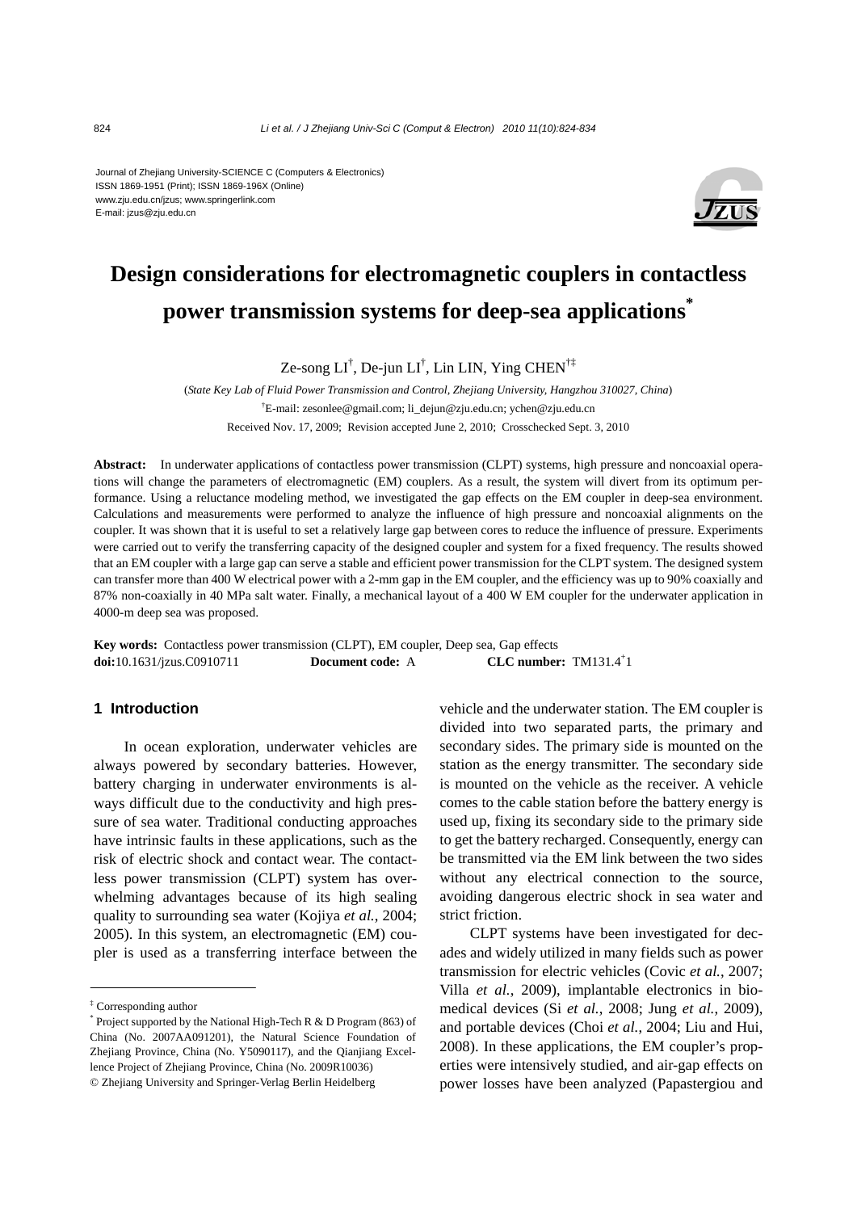Journal of Zhejiang University-SCIENCE C (Computers & Electronics)
ISSN 1869-1951 (Print); ISSN 1869-196X (Online)
www.zju.edu.cn/jzus; www.springerlink.com
E-mail: jzus@zju.edu.cn

# Design considerations for electromagnetic couplers in contactless power transmission systems for deep-sea applications*

Ze-song LI[†], De-jun LI[†], Lin LIN, Ying CHEN[†‡]

(*State Key Lab of Fluid Power Transmission and Control, Zhejiang University, Hangzhou 310027, China*)

[†]E-mail: zesonlee@gmail.com; li_dejun@zju.edu.cn; ychen@zju.edu.cn

Received Nov. 17, 2009; Revision accepted June 2, 2010; Crosschecked Sept. 3, 2010

**Abstract:** In underwater applications of contactless power transmission (CLPT) systems, high pressure and noncoaxial operations will change the parameters of electromagnetic (EM) couplers. As a result, the system will divert from its optimum performance. Using a reluctance modeling method, we investigated the gap effects on the EM coupler in deep-sea environment. Calculations and measurements were performed to analyze the influence of high pressure and noncoaxial alignments on the coupler. It was shown that it is useful to set a relatively large gap between cores to reduce the influence of pressure. Experiments were carried out to verify the transferring capacity of the designed coupler and system for a fixed frequency. The results showed that an EM coupler with a large gap can serve a stable and efficient power transmission for the CLPT system. The designed system can transfer more than 400 W electrical power with a 2-mm gap in the EM coupler, and the efficiency was up to 90% coaxially and 87% non-coaxially in 40 MPa salt water. Finally, a mechanical layout of a 400 W EM coupler for the underwater application in 4000-m deep sea was proposed.

**Key words:** Contactless power transmission (CLPT), EM coupler, Deep sea, Gap effects

**doi:**10.1631/jzus.C0910711 **Document code:** A **CLC number:** TM131.4[+]1

## 1 Introduction

In ocean exploration, underwater vehicles are always powered by secondary batteries. However, battery charging in underwater environments is always difficult due to the conductivity and high pressure of sea water. Traditional conducting approaches have intrinsic faults in these applications, such as the risk of electric shock and contact wear. The contactless power transmission (CLPT) system has overwhelming advantages because of its high sealing quality to surrounding sea water (Kojiya *et al.*, 2004; 2005). In this system, an electromagnetic (EM) coupler is used as a transferring interface between the vehicle and the underwater station. The EM coupler is divided into two separated parts, the primary and secondary sides. The primary side is mounted on the station as the energy transmitter. The secondary side is mounted on the vehicle as the receiver. A vehicle comes to the cable station before the battery energy is used up, fixing its secondary side to the primary side to get the battery recharged. Consequently, energy can be transmitted via the EM link between the two sides without any electrical connection to the source, avoiding dangerous electric shock in sea water and strict friction.

CLPT systems have been investigated for decades and widely utilized in many fields such as power transmission for electric vehicles (Covic *et al.*, 2007; Villa *et al.*, 2009), implantable electronics in biomedical devices (Si *et al.*, 2008; Jung *et al.*, 2009), and portable devices (Choi *et al.*, 2004; Liu and Hui, 2008). In these applications, the EM coupler's properties were intensively studied, and air-gap effects on power losses have been analyzed (Papastergiou and

---

‡ Corresponding author

\* Project supported by the National High-Tech R & D Program (863) of China (No. 2007AA091201), the Natural Science Foundation of Zhejiang Province, China (No. Y5090117), and the Qianjiang Excellence Project of Zhejiang Province, China (No. 2009R10036)

© Zhejiang University and Springer-Verlag Berlin Heidelberg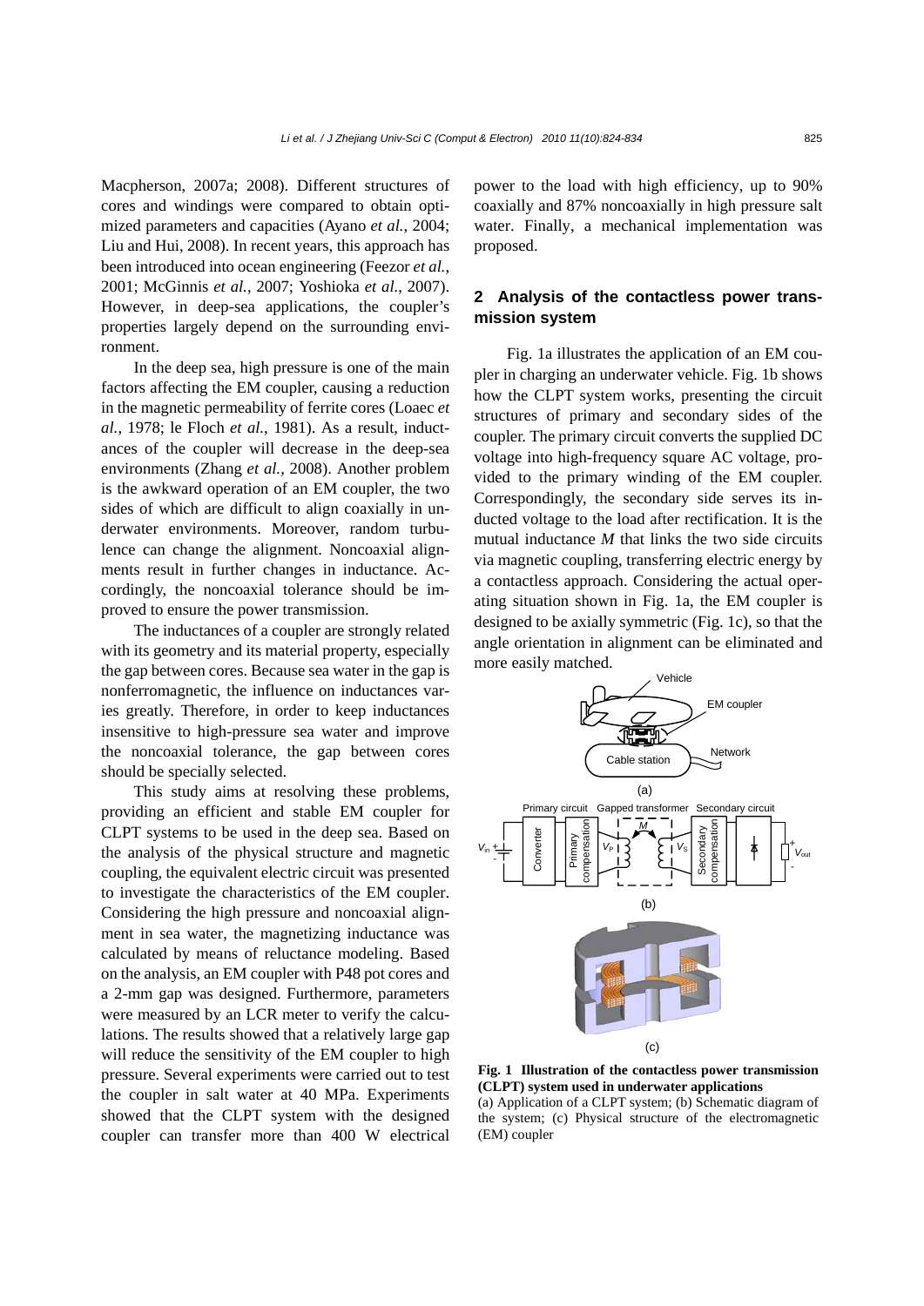Macpherson, 2007a; 2008). Different structures of cores and windings were compared to obtain optimized parameters and capacities (Ayano *et al.*, 2004; Liu and Hui, 2008). In recent years, this approach has been introduced into ocean engineering (Feezor *et al.*, 2001; McGinnis *et al.*, 2007; Yoshioka *et al.*, 2007). However, in deep-sea applications, the coupler's properties largely depend on the surrounding environment.

In the deep sea, high pressure is one of the main factors affecting the EM coupler, causing a reduction in the magnetic permeability of ferrite cores (Loaec *et al.*, 1978; le Floch *et al.*, 1981). As a result, inductances of the coupler will decrease in the deep-sea environments (Zhang *et al.*, 2008). Another problem is the awkward operation of an EM coupler, the two sides of which are difficult to align coaxially in underwater environments. Moreover, random turbulence can change the alignment. Noncoaxial alignments result in further changes in inductance. Accordingly, the noncoaxial tolerance should be improved to ensure the power transmission.

The inductances of a coupler are strongly related with its geometry and its material property, especially the gap between cores. Because sea water in the gap is nonferromagnetic, the influence on inductances varies greatly. Therefore, in order to keep inductances insensitive to high-pressure sea water and improve the noncoaxial tolerance, the gap between cores should be specially selected.

This study aims at resolving these problems, providing an efficient and stable EM coupler for CLPT systems to be used in the deep sea. Based on the analysis of the physical structure and magnetic coupling, the equivalent electric circuit was presented to investigate the characteristics of the EM coupler. Considering the high pressure and noncoaxial alignment in sea water, the magnetizing inductance was calculated by means of reluctance modeling. Based on the analysis, an EM coupler with P48 pot cores and a 2-mm gap was designed. Furthermore, parameters were measured by an LCR meter to verify the calculations. The results showed that a relatively large gap will reduce the sensitivity of the EM coupler to high pressure. Several experiments were carried out to test the coupler in salt water at 40 MPa. Experiments showed that the CLPT system with the designed coupler can transfer more than 400 W electrical power to the load with high efficiency, up to 90% coaxially and 87% noncoaxially in high pressure salt water. Finally, a mechanical implementation was proposed.

## 2 Analysis of the contactless power transmission system

Fig. 1a illustrates the application of an EM coupler in charging an underwater vehicle. Fig. 1b shows how the CLPT system works, presenting the circuit structures of primary and secondary sides of the coupler. The primary circuit converts the supplied DC voltage into high-frequency square AC voltage, provided to the primary winding of the EM coupler. Correspondingly, the secondary side serves its inducted voltage to the load after rectification. It is the mutual inductance $M$ that links the two side circuits via magnetic coupling, transferring electric energy by a contactless approach. Considering the actual operating situation shown in Fig. 1a, the EM coupler is designed to be axially symmetric (Fig. 1c), so that the angle orientation in alignment can be eliminated and more easily matched.

**Fig. 1 Illustration of the contactless power transmission (CLPT) system used in underwater applications**
(a) Application of a CLPT system; (b) Schematic diagram of the system; (c) Physical structure of the electromagnetic (EM) coupler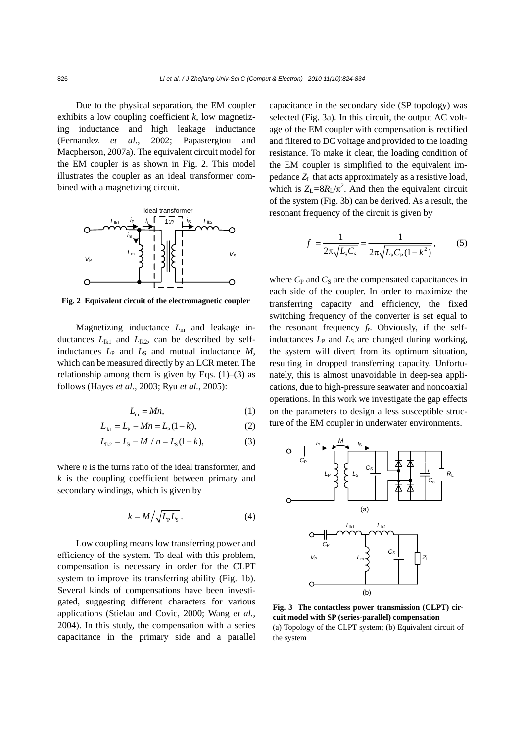Due to the physical separation, the EM coupler exhibits a low coupling coefficient $k$, low magnetizing inductance and high leakage inductance (Fernandez *et al.*, 2002; Papastergiou and Macpherson, 2007a). The equivalent circuit model for the EM coupler is as shown in Fig. 2. This model illustrates the coupler as an ideal transformer combined with a magnetizing circuit.

**Fig. 2 Equivalent circuit of the electromagnetic coupler**

Magnetizing inductance $L_m$ and leakage inductances $L_{lk1}$ and $L_{lk2}$, can be described by self-inductances $L_P$ and $L_S$ and mutual inductance $M$, which can be measured directly by an LCR meter. The relationship among them is given by Eqs. (1)–(3) as follows (Hayes *et al.*, 2003; Ryu *et al.*, 2005):

$$L_m = Mn, \tag{1}$$

$$L_{lk1} = L_P - Mn = L_P(1-k), \tag{2}$$

$$L_{lk2} = L_S - M/n = L_S(1-k), \tag{3}$$

where $n$ is the turns ratio of the ideal transformer, and $k$ is the coupling coefficient between primary and secondary windings, which is given by

$$k = M\Big/\sqrt{L_P L_S}. \tag{4}$$

Low coupling means low transferring power and efficiency of the system. To deal with this problem, compensation is necessary in order for the CLPT system to improve its transferring ability (Fig. 1b). Several kinds of compensations have been investigated, suggesting different characters for various applications (Stielau and Covic, 2000; Wang *et al.*, 2004). In this study, the compensation with a series capacitance in the primary side and a parallel capacitance in the secondary side (SP topology) was selected (Fig. 3a). In this circuit, the output AC voltage of the EM coupler with compensation is rectified and filtered to DC voltage and provided to the loading resistance. To make it clear, the loading condition of the EM coupler is simplified to the equivalent impedance $Z_L$ that acts approximately as a resistive load, which is $Z_L=8R_L/\pi^2$. And then the equivalent circuit of the system (Fig. 3b) can be derived. As a result, the resonant frequency of the circuit is given by

$$f_r = \frac{1}{2\pi\sqrt{L_S C_S}} = \frac{1}{2\pi\sqrt{L_P C_P(1-k^2)}}, \tag{5}$$

where $C_P$ and $C_S$ are the compensated capacitances in each side of the coupler. In order to maximize the transferring capacity and efficiency, the fixed switching frequency of the converter is set equal to the resonant frequency $f_r$. Obviously, if the self-inductances $L_P$ and $L_S$ are changed during working, the system will divert from its optimum situation, resulting in dropped transferring capacity. Unfortunately, this is almost unavoidable in deep-sea applications, due to high-pressure seawater and noncoaxial operations. In this work we investigate the gap effects on the parameters to design a less susceptible structure of the EM coupler in underwater environments.

**Fig. 3 The contactless power transmission (CLPT) circuit model with SP (series-parallel) compensation**
(a) Topology of the CLPT system; (b) Equivalent circuit of the system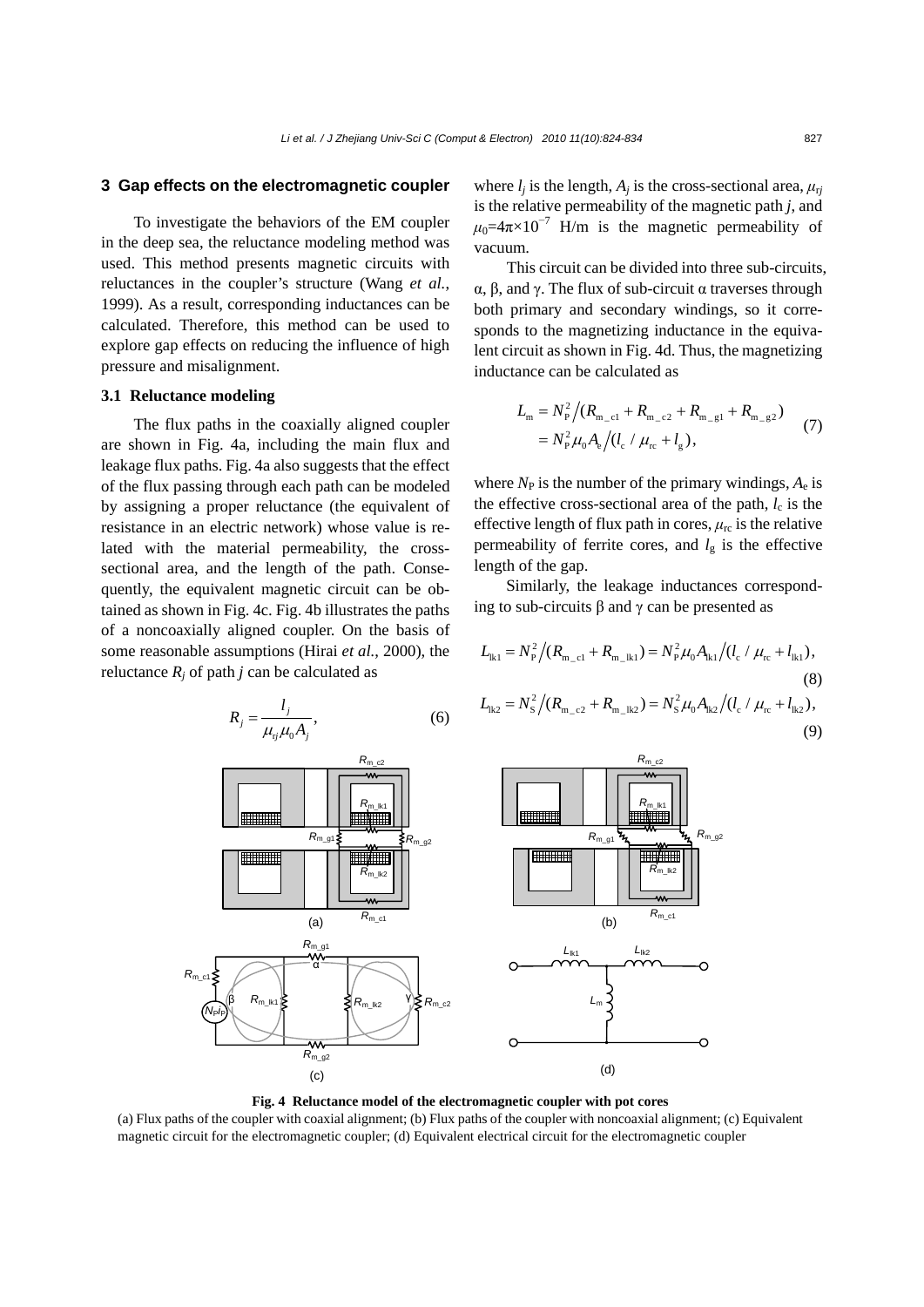## 3 Gap effects on the electromagnetic coupler

To investigate the behaviors of the EM coupler in the deep sea, the reluctance modeling method was used. This method presents magnetic circuits with reluctances in the coupler's structure (Wang *et al.*, 1999). As a result, corresponding inductances can be calculated. Therefore, this method can be used to explore gap effects on reducing the influence of high pressure and misalignment.

### 3.1 Reluctance modeling

The flux paths in the coaxially aligned coupler are shown in Fig. 4a, including the main flux and leakage flux paths. Fig. 4a also suggests that the effect of the flux passing through each path can be modeled by assigning a proper reluctance (the equivalent of resistance in an electric network) whose value is related with the material permeability, the cross-sectional area, and the length of the path. Consequently, the equivalent magnetic circuit can be obtained as shown in Fig. 4c. Fig. 4b illustrates the paths of a noncoaxially aligned coupler. On the basis of some reasonable assumptions (Hirai *et al.*, 2000), the reluctance $R_j$ of path $j$ can be calculated as

$$R_j = \frac{l_j}{\mu_{rj}\mu_0 A_j}, \tag{6}$$

where $l_j$ is the length, $A_j$ is the cross-sectional area, $\mu_{rj}$ is the relative permeability of the magnetic path $j$, and $\mu_0=4\pi\times10^{-7}$ H/m is the magnetic permeability of vacuum.

This circuit can be divided into three sub-circuits, α, β, and γ. The flux of sub-circuit α traverses through both primary and secondary windings, so it corresponds to the magnetizing inductance in the equivalent circuit as shown in Fig. 4d. Thus, the magnetizing inductance can be calculated as

$$\begin{aligned} L_{\mathrm{m}} &= N_{\mathrm{P}}^2 \Big/ (R_{\mathrm{m\_c1}} + R_{\mathrm{m\_c2}} + R_{\mathrm{m\_g1}} + R_{\mathrm{m\_g2}}) \\ &= N_{\mathrm{P}}^2 \mu_0 A_{\mathrm{e}} \Big/ (l_{\mathrm{c}} / \mu_{\mathrm{rc}} + l_{\mathrm{g}}), \end{aligned} \tag{7}$$

where $N_{\mathrm{P}}$ is the number of the primary windings, $A_{\mathrm{e}}$ is the effective cross-sectional area of the path, $l_{\mathrm{c}}$ is the effective length of flux path in cores, $\mu_{\mathrm{rc}}$ is the relative permeability of ferrite cores, and $l_{\mathrm{g}}$ is the effective length of the gap.

Similarly, the leakage inductances corresponding to sub-circuits β and γ can be presented as

$$L_{\mathrm{lk1}} = N_{\mathrm{P}}^2 \Big/ (R_{\mathrm{m\_c1}} + R_{\mathrm{m\_lk1}}) = N_{\mathrm{P}}^2 \mu_0 A_{\mathrm{lk1}} \Big/ (l_{\mathrm{c}} / \mu_{\mathrm{rc}} + l_{\mathrm{lk1}}), \tag{8}$$

$$L_{\mathrm{lk2}} = N_{\mathrm{S}}^2 \Big/ (R_{\mathrm{m\_c2}} + R_{\mathrm{m\_lk2}}) = N_{\mathrm{S}}^2 \mu_0 A_{\mathrm{lk2}} \Big/ (l_{\mathrm{c}} / \mu_{\mathrm{rc}} + l_{\mathrm{lk2}}), \tag{9}$$

**Fig. 4 Reluctance model of the electromagnetic coupler with pot cores**

(a) Flux paths of the coupler with coaxial alignment; (b) Flux paths of the coupler with noncoaxial alignment; (c) Equivalent magnetic circuit for the electromagnetic coupler; (d) Equivalent electrical circuit for the electromagnetic coupler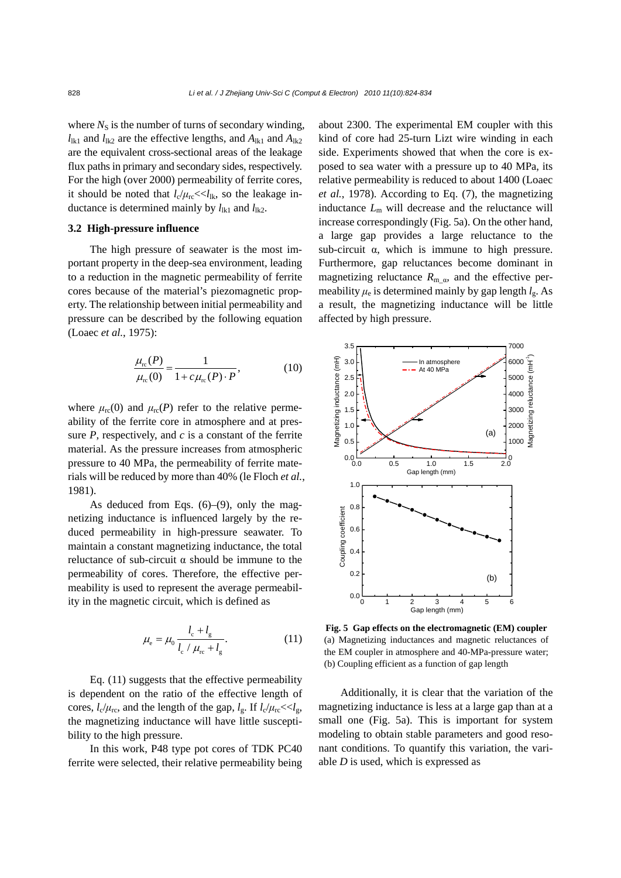where $N_S$ is the number of turns of secondary winding, $l_{lk1}$ and $l_{lk2}$ are the effective lengths, and $A_{lk1}$ and $A_{lk2}$ are the equivalent cross-sectional areas of the leakage flux paths in primary and secondary sides, respectively. For the high (over 2000) permeability of ferrite cores, it should be noted that $l_c/\mu_{rc} << l_{lk}$, so the leakage inductance is determined mainly by $l_{lk1}$ and $l_{lk2}$.

### 3.2 High-pressure influence

The high pressure of seawater is the most important property in the deep-sea environment, leading to a reduction in the magnetic permeability of ferrite cores because of the material's piezomagnetic property. The relationship between initial permeability and pressure can be described by the following equation (Loaec *et al.*, 1975):

$$\frac{\mu_{rc}(P)}{\mu_{rc}(0)} = \frac{1}{1 + c\mu_{rc}(P) \cdot P}, \tag{10}$$

where $\mu_{rc}(0)$ and $\mu_{rc}(P)$ refer to the relative permeability of the ferrite core in atmosphere and at pressure $P$, respectively, and $c$ is a constant of the ferrite material. As the pressure increases from atmospheric pressure to 40 MPa, the permeability of ferrite materials will be reduced by more than 40% (le Floch *et al.*, 1981).

As deduced from Eqs. (6)–(9), only the magnetizing inductance is influenced largely by the reduced permeability in high-pressure seawater. To maintain a constant magnetizing inductance, the total reluctance of sub-circuit α should be immune to the permeability of cores. Therefore, the effective permeability is used to represent the average permeability in the magnetic circuit, which is defined as

$$\mu_e = \mu_0 \frac{l_c + l_g}{l_c / \mu_{rc} + l_g}. \tag{11}$$

Eq. (11) suggests that the effective permeability is dependent on the ratio of the effective length of cores, $l_c/\mu_{rc}$, and the length of the gap, $l_g$. If $l_c/\mu_{rc} << l_g$, the magnetizing inductance will have little susceptibility to the high pressure.

In this work, P48 type pot cores of TDK PC40 ferrite were selected, their relative permeability being about 2300. The experimental EM coupler with this kind of core had 25-turn Lizt wire winding in each side. Experiments showed that when the core is exposed to sea water with a pressure up to 40 MPa, its relative permeability is reduced to about 1400 (Loaec *et al.*, 1978). According to Eq. (7), the magnetizing inductance $L_m$ will decrease and the reluctance will increase correspondingly (Fig. 5a). On the other hand, a large gap provides a large reluctance to the sub-circuit α, which is immune to high pressure. Furthermore, gap reluctances become dominant in magnetizing reluctance $R_{m\_\alpha}$, and the effective permeability $\mu_e$ is determined mainly by gap length $l_g$. As a result, the magnetizing inductance will be little affected by high pressure.

**Fig. 5 Gap effects on the electromagnetic (EM) coupler**
(a) Magnetizing inductances and magnetic reluctances of the EM coupler in atmosphere and 40-MPa-pressure water; (b) Coupling efficient as a function of gap length

Additionally, it is clear that the variation of the magnetizing inductance is less at a large gap than at a small one (Fig. 5a). This is important for system modeling to obtain stable parameters and good resonant conditions. To quantify this variation, the variable $D$ is used, which is expressed as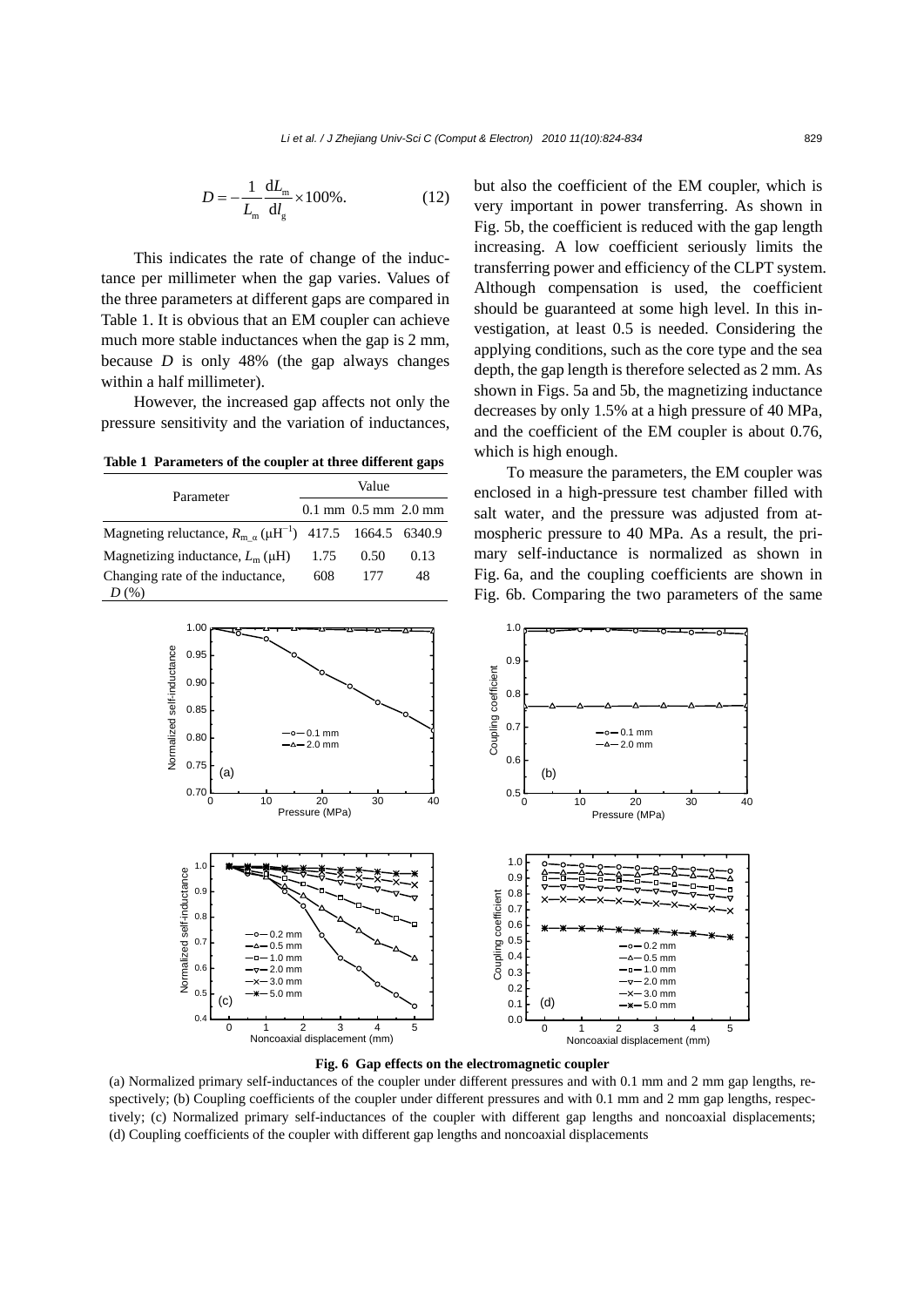$$D = -\frac{1}{L_{\mathrm{m}}}\frac{\mathrm{d}L_{\mathrm{m}}}{\mathrm{d}l_{\mathrm{g}}} \times 100\%. \tag{12}$$

This indicates the rate of change of the inductance per millimeter when the gap varies. Values of the three parameters at different gaps are compared in Table 1. It is obvious that an EM coupler can achieve much more stable inductances when the gap is 2 mm, because $D$ is only 48% (the gap always changes within a half millimeter).

However, the increased gap affects not only the pressure sensitivity and the variation of inductances, but also the coefficient of the EM coupler, which is very important in power transferring. As shown in Fig. 5b, the coefficient is reduced with the gap length increasing. A low coefficient seriously limits the transferring power and efficiency of the CLPT system. Although compensation is used, the coefficient should be guaranteed at some high level. In this investigation, at least 0.5 is needed. Considering the applying conditions, such as the core type and the sea depth, the gap length is therefore selected as 2 mm. As shown in Figs. 5a and 5b, the magnetizing inductance decreases by only 1.5% at a high pressure of 40 MPa, and the coefficient of the EM coupler is about 0.76, which is high enough.

**Table 1 Parameters of the coupler at three different gaps**

| Parameter | Value | | |
|---|---|---|---|
| | 0.1 mm | 0.5 mm | 2.0 mm |
| Magneting reluctance, $R_{\mathrm{m\_\alpha}}$ ($\mu\mathrm{H}^{-1}$) | 417.5 | 1664.5 | 6340.9 |
| Magnetizing inductance, $L_{\mathrm{m}}$ ($\mu$H) | 1.75 | 0.50 | 0.13 |
| Changing rate of the inductance, $D$ (%) | 608 | 177 | 48 |

To measure the parameters, the EM coupler was enclosed in a high-pressure test chamber filled with salt water, and the pressure was adjusted from atmospheric pressure to 40 MPa. As a result, the primary self-inductance is normalized as shown in Fig. 6a, and the coupling coefficients are shown in Fig. 6b. Comparing the two parameters of the same

**Fig. 6 Gap effects on the electromagnetic coupler**

(a) Normalized primary self-inductances of the coupler under different pressures and with 0.1 mm and 2 mm gap lengths, respectively; (b) Coupling coefficients of the coupler under different pressures and with 0.1 mm and 2 mm gap lengths, respectively; (c) Normalized primary self-inductances of the coupler with different gap lengths and noncoaxial displacements; (d) Coupling coefficients of the coupler with different gap lengths and noncoaxial displacements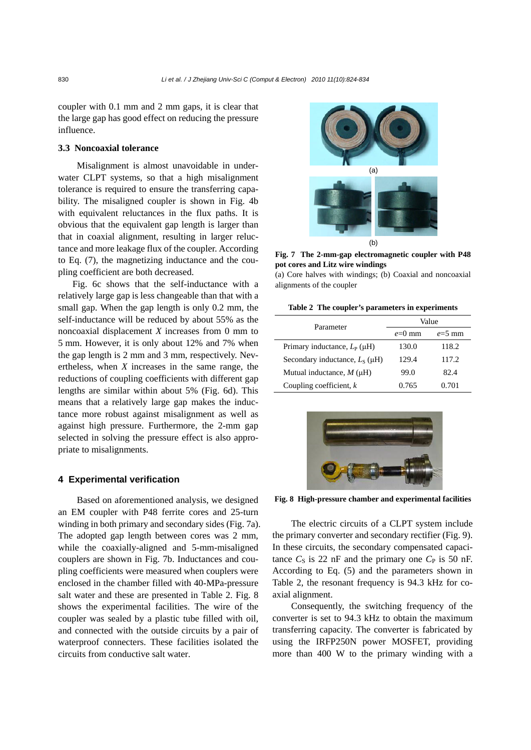coupler with 0.1 mm and 2 mm gaps, it is clear that the large gap has good effect on reducing the pressure influence.

### 3.3 Noncoaxial tolerance

Misalignment is almost unavoidable in underwater CLPT systems, so that a high misalignment tolerance is required to ensure the transferring capability. The misaligned coupler is shown in Fig. 4b with equivalent reluctances in the flux paths. It is obvious that the equivalent gap length is larger than that in coaxial alignment, resulting in larger reluctance and more leakage flux of the coupler. According to Eq. (7), the magnetizing inductance and the coupling coefficient are both decreased.

Fig. 6c shows that the self-inductance with a relatively large gap is less changeable than that with a small gap. When the gap length is only 0.2 mm, the self-inductance will be reduced by about 55% as the noncoaxial displacement $X$ increases from 0 mm to 5 mm. However, it is only about 12% and 7% when the gap length is 2 mm and 3 mm, respectively. Nevertheless, when $X$ increases in the same range, the reductions of coupling coefficients with different gap lengths are similar within about 5% (Fig. 6d). This means that a relatively large gap makes the inductance more robust against misalignment as well as against high pressure. Furthermore, the 2-mm gap selected in solving the pressure effect is also appropriate to misalignments.

## 4 Experimental verification

Based on aforementioned analysis, we designed an EM coupler with P48 ferrite cores and 25-turn winding in both primary and secondary sides (Fig. 7a). The adopted gap length between cores was 2 mm, while the coaxially-aligned and 5-mm-misaligned couplers are shown in Fig. 7b. Inductances and coupling coefficients were measured when couplers were enclosed in the chamber filled with 40-MPa-pressure salt water and these are presented in Table 2. Fig. 8 shows the experimental facilities. The wire of the coupler was sealed by a plastic tube filled with oil, and connected with the outside circuits by a pair of waterproof connecters. These facilities isolated the circuits from conductive salt water.

**Fig. 7 The 2-mm-gap electromagnetic coupler with P48 pot cores and Litz wire windings**
(a) Core halves with windings; (b) Coaxial and noncoaxial alignments of the coupler

**Table 2 The coupler's parameters in experiments**

| Parameter | Value | |
|---|---|---|
| | $e$=0 mm | $e$=5 mm |
| Primary inductance, $L_P$ (μH) | 130.0 | 118.2 |
| Secondary inductance, $L_S$ (μH) | 129.4 | 117.2 |
| Mutual inductance, $M$ (μH) | 99.0 | 82.4 |
| Coupling coefficient, $k$ | 0.765 | 0.701 |

**Fig. 8 High-pressure chamber and experimental facilities**

The electric circuits of a CLPT system include the primary converter and secondary rectifier (Fig. 9). In these circuits, the secondary compensated capacitance $C_S$ is 22 nF and the primary one $C_P$ is 50 nF. According to Eq. (5) and the parameters shown in Table 2, the resonant frequency is 94.3 kHz for coaxial alignment.

Consequently, the switching frequency of the converter is set to 94.3 kHz to obtain the maximum transferring capacity. The converter is fabricated by using the IRFP250N power MOSFET, providing more than 400 W to the primary winding with a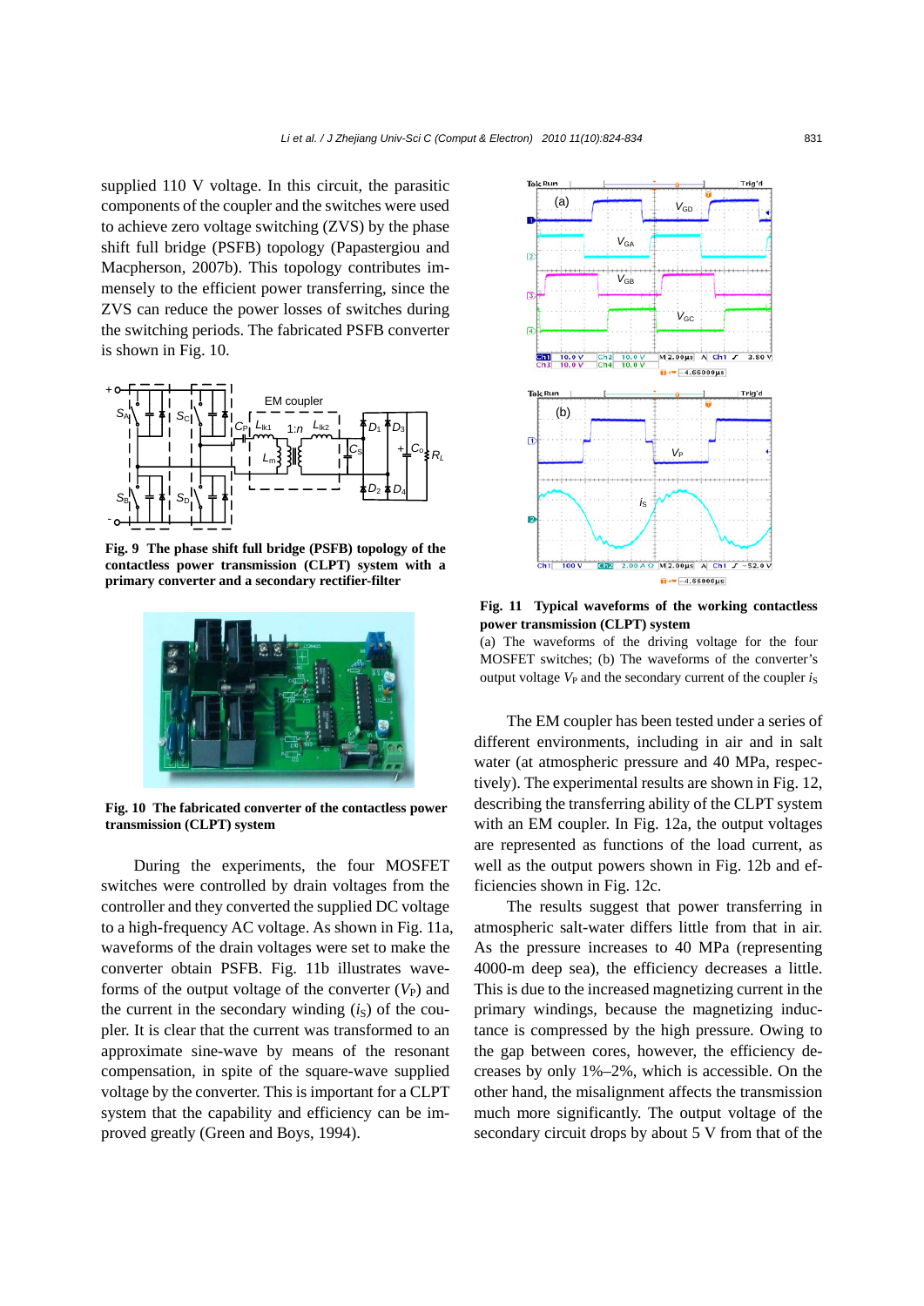supplied 110 V voltage. In this circuit, the parasitic components of the coupler and the switches were used to achieve zero voltage switching (ZVS) by the phase shift full bridge (PSFB) topology (Papastergiou and Macpherson, 2007b). This topology contributes immensely to the efficient power transferring, since the ZVS can reduce the power losses of switches during the switching periods. The fabricated PSFB converter is shown in Fig. 10.

**Fig. 9 The phase shift full bridge (PSFB) topology of the contactless power transmission (CLPT) system with a primary converter and a secondary rectifier-filter**

**Fig. 10 The fabricated converter of the contactless power transmission (CLPT) system**

During the experiments, the four MOSFET switches were controlled by drain voltages from the controller and they converted the supplied DC voltage to a high-frequency AC voltage. As shown in Fig. 11a, waveforms of the drain voltages were set to make the converter obtain PSFB. Fig. 11b illustrates waveforms of the output voltage of the converter ($V_P$) and the current in the secondary winding ($i_S$) of the coupler. It is clear that the current was transformed to an approximate sine-wave by means of the resonant compensation, in spite of the square-wave supplied voltage by the converter. This is important for a CLPT system that the capability and efficiency can be improved greatly (Green and Boys, 1994).

**Fig. 11 Typical waveforms of the working contactless power transmission (CLPT) system**
(a) The waveforms of the driving voltage for the four MOSFET switches; (b) The waveforms of the converter's output voltage $V_P$ and the secondary current of the coupler $i_S$

The EM coupler has been tested under a series of different environments, including in air and in salt water (at atmospheric pressure and 40 MPa, respectively). The experimental results are shown in Fig. 12, describing the transferring ability of the CLPT system with an EM coupler. In Fig. 12a, the output voltages are represented as functions of the load current, as well as the output powers shown in Fig. 12b and efficiencies shown in Fig. 12c.

The results suggest that power transferring in atmospheric salt-water differs little from that in air. As the pressure increases to 40 MPa (representing 4000-m deep sea), the efficiency decreases a little. This is due to the increased magnetizing current in the primary windings, because the magnetizing inductance is compressed by the high pressure. Owing to the gap between cores, however, the efficiency decreases by only 1%–2%, which is accessible. On the other hand, the misalignment affects the transmission much more significantly. The output voltage of the secondary circuit drops by about 5 V from that of the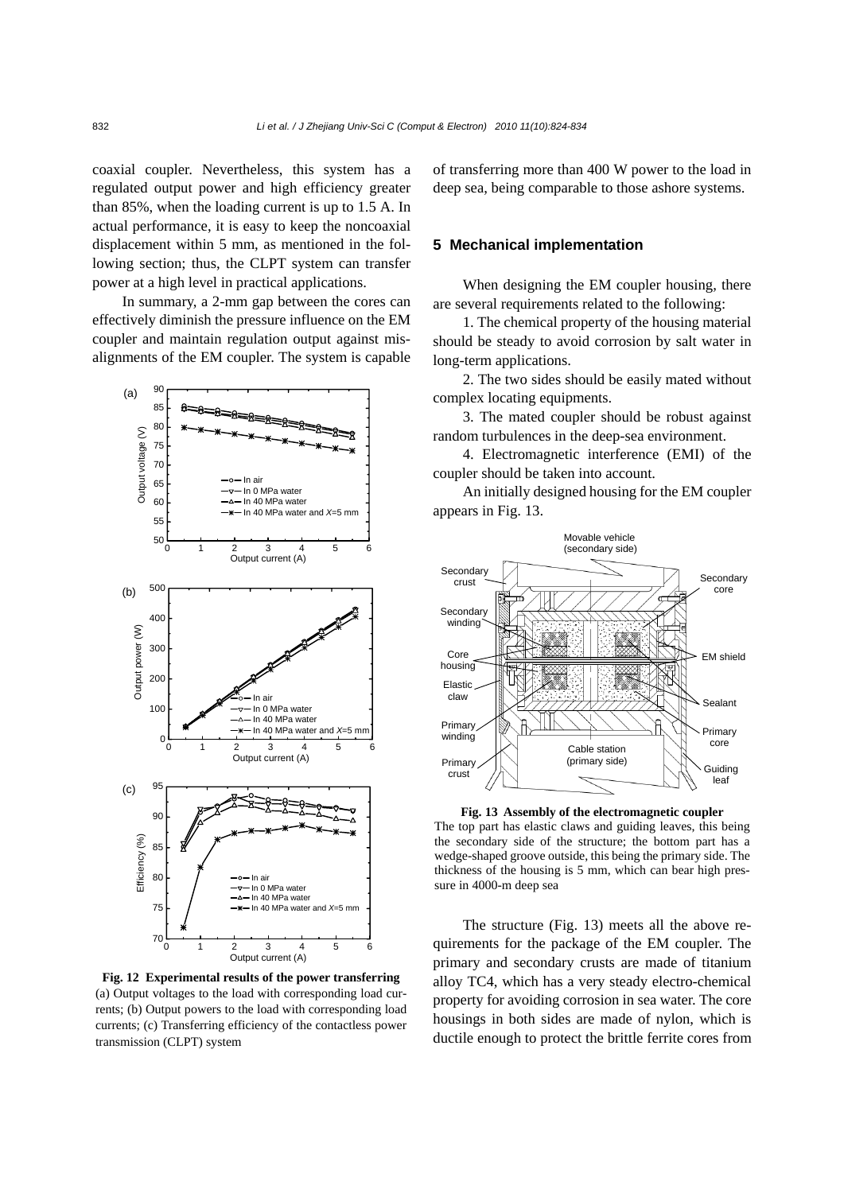coaxial coupler. Nevertheless, this system has a regulated output power and high efficiency greater than 85%, when the loading current is up to 1.5 A. In actual performance, it is easy to keep the noncoaxial displacement within 5 mm, as mentioned in the following section; thus, the CLPT system can transfer power at a high level in practical applications.

In summary, a 2-mm gap between the cores can effectively diminish the pressure influence on the EM coupler and maintain regulation output against misalignments of the EM coupler. The system is capable of transferring more than 400 W power to the load in deep sea, being comparable to those ashore systems.

**Fig. 12 Experimental results of the power transferring**
(a) Output voltages to the load with corresponding load currents; (b) Output powers to the load with corresponding load currents; (c) Transferring efficiency of the contactless power transmission (CLPT) system

## 5 Mechanical implementation

When designing the EM coupler housing, there are several requirements related to the following:

1. The chemical property of the housing material should be steady to avoid corrosion by salt water in long-term applications.

2. The two sides should be easily mated without complex locating equipments.

3. The mated coupler should be robust against random turbulences in the deep-sea environment.

4. Electromagnetic interference (EMI) of the coupler should be taken into account.

An initially designed housing for the EM coupler appears in Fig. 13.

**Fig. 13 Assembly of the electromagnetic coupler**
The top part has elastic claws and guiding leaves, this being the secondary side of the structure; the bottom part has a wedge-shaped groove outside, this being the primary side. The thickness of the housing is 5 mm, which can bear high pressure in 4000-m deep sea

The structure (Fig. 13) meets all the above requirements for the package of the EM coupler. The primary and secondary crusts are made of titanium alloy TC4, which has a very steady electro-chemical property for avoiding corrosion in sea water. The core housings in both sides are made of nylon, which is ductile enough to protect the brittle ferrite cores from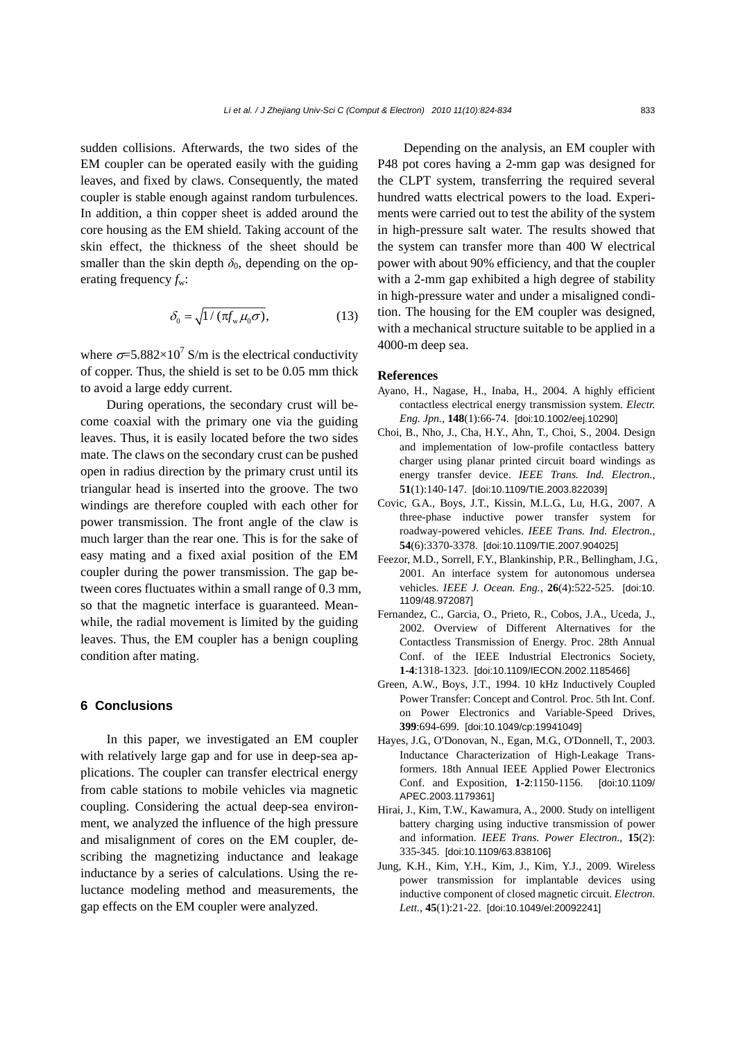sudden collisions. Afterwards, the two sides of the EM coupler can be operated easily with the guiding leaves, and fixed by claws. Consequently, the mated coupler is stable enough against random turbulences. In addition, a thin copper sheet is added around the core housing as the EM shield. Taking account of the skin effect, the thickness of the sheet should be smaller than the skin depth $\delta_0$, depending on the operating frequency $f_w$:

$$\delta_0 = \sqrt{1/(\pi f_w \mu_0 \sigma)}, \tag{13}$$

where $\sigma$=5.882×10$^7$ S/m is the electrical conductivity of copper. Thus, the shield is set to be 0.05 mm thick to avoid a large eddy current.

During operations, the secondary crust will become coaxial with the primary one via the guiding leaves. Thus, it is easily located before the two sides mate. The claws on the secondary crust can be pushed open in radius direction by the primary crust until its triangular head is inserted into the groove. The two windings are therefore coupled with each other for power transmission. The front angle of the claw is much larger than the rear one. This is for the sake of easy mating and a fixed axial position of the EM coupler during the power transmission. The gap between cores fluctuates within a small range of 0.3 mm, so that the magnetic interface is guaranteed. Meanwhile, the radial movement is limited by the guiding leaves. Thus, the EM coupler has a benign coupling condition after mating.

## 6 Conclusions

In this paper, we investigated an EM coupler with relatively large gap and for use in deep-sea applications. The coupler can transfer electrical energy from cable stations to mobile vehicles via magnetic coupling. Considering the actual deep-sea environment, we analyzed the influence of the high pressure and misalignment of cores on the EM coupler, describing the magnetizing inductance and leakage inductance by a series of calculations. Using the reluctance modeling method and measurements, the gap effects on the EM coupler were analyzed.

Depending on the analysis, an EM coupler with P48 pot cores having a 2-mm gap was designed for the CLPT system, transferring the required several hundred watts electrical powers to the load. Experiments were carried out to test the ability of the system in high-pressure salt water. The results showed that the system can transfer more than 400 W electrical power with about 90% efficiency, and that the coupler with a 2-mm gap exhibited a high degree of stability in high-pressure water and under a misaligned condition. The housing for the EM coupler was designed, with a mechanical structure suitable to be applied in a 4000-m deep sea.

### References

Ayano, H., Nagase, H., Inaba, H., 2004. A highly efficient contactless electrical energy transmission system. *Electr. Eng. Jpn.*, **148**(1):66-74. [doi:10.1002/eej.10290]

Choi, B., Nho, J., Cha, H.Y., Ahn, T., Choi, S., 2004. Design and implementation of low-profile contactless battery charger using planar printed circuit board windings as energy transfer device. *IEEE Trans. Ind. Electron.*, **51**(1):140-147. [doi:10.1109/TIE.2003.822039]

Covic, G.A., Boys, J.T., Kissin, M.L.G., Lu, H.G., 2007. A three-phase inductive power transfer system for roadway-powered vehicles. *IEEE Trans. Ind. Electron.*, **54**(6):3370-3378. [doi:10.1109/TIE.2007.904025]

Feezor, M.D., Sorrell, F.Y., Blankinship, P.R., Bellingham, J.G., 2001. An interface system for autonomous undersea vehicles. *IEEE J. Ocean. Eng.*, **26**(4):522-525. [doi:10.1109/48.972087]

Fernandez, C., Garcia, O., Prieto, R., Cobos, J.A., Uceda, J., 2002. Overview of Different Alternatives for the Contactless Transmission of Energy. Proc. 28th Annual Conf. of the IEEE Industrial Electronics Society, **1-4**:1318-1323. [doi:10.1109/IECON.2002.1185466]

Green, A.W., Boys, J.T., 1994. 10 kHz Inductively Coupled Power Transfer: Concept and Control. Proc. 5th Int. Conf. on Power Electronics and Variable-Speed Drives, **399**:694-699. [doi:10.1049/cp:19941049]

Hayes, J.G., O'Donovan, N., Egan, M.G., O'Donnell, T., 2003. Inductance Characterization of High-Leakage Transformers. 18th Annual IEEE Applied Power Electronics Conf. and Exposition, **1-2**:1150-1156. [doi:10.1109/APEC.2003.1179361]

Hirai, J., Kim, T.W., Kawamura, A., 2000. Study on intelligent battery charging using inductive transmission of power and information. *IEEE Trans. Power Electron.*, **15**(2):335-345. [doi:10.1109/63.838106]

Jung, K.H., Kim, Y.H., Kim, J., Kim, Y.J., 2009. Wireless power transmission for implantable devices using inductive component of closed magnetic circuit. *Electron. Lett.*, **45**(1):21-22. [doi:10.1049/el:20092241]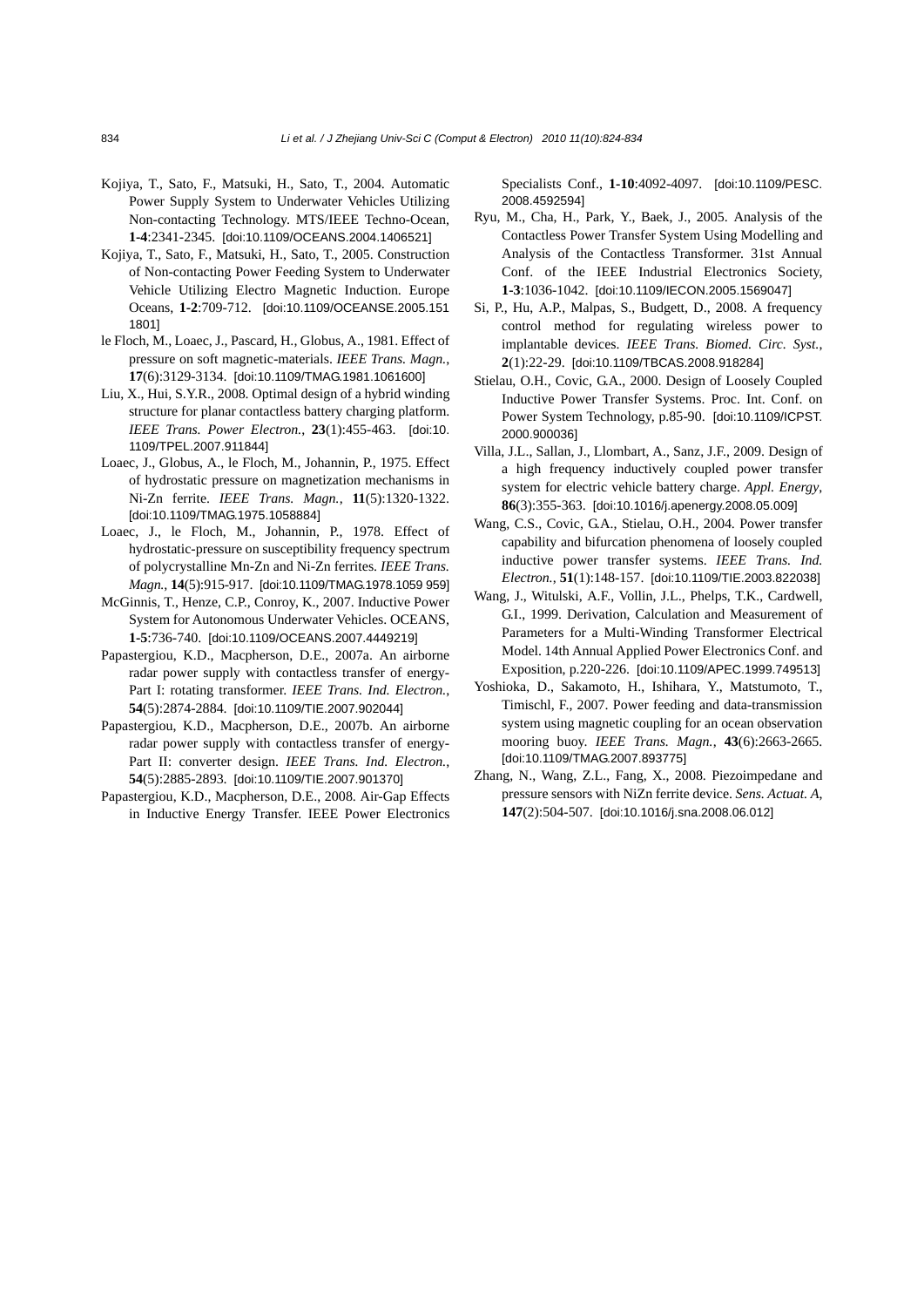Kojiya, T., Sato, F., Matsuki, H., Sato, T., 2004. Automatic Power Supply System to Underwater Vehicles Utilizing Non-contacting Technology. MTS/IEEE Techno-Ocean, **1-4**:2341-2345. [doi:10.1109/OCEANS.2004.1406521]

Kojiya, T., Sato, F., Matsuki, H., Sato, T., 2005. Construction of Non-contacting Power Feeding System to Underwater Vehicle Utilizing Electro Magnetic Induction. Europe Oceans, **1-2**:709-712. [doi:10.1109/OCEANSE.2005.1511801]

le Floch, M., Loaec, J., Pascard, H., Globus, A., 1981. Effect of pressure on soft magnetic-materials. *IEEE Trans. Magn.*, **17**(6):3129-3134. [doi:10.1109/TMAG.1981.1061600]

Liu, X., Hui, S.Y.R., 2008. Optimal design of a hybrid winding structure for planar contactless battery charging platform. *IEEE Trans. Power Electron.*, **23**(1):455-463. [doi:10.1109/TPEL.2007.911844]

Loaec, J., Globus, A., le Floch, M., Johannin, P., 1975. Effect of hydrostatic pressure on magnetization mechanisms in Ni-Zn ferrite. *IEEE Trans. Magn.*, **11**(5):1320-1322. [doi:10.1109/TMAG.1975.1058884]

Loaec, J., le Floch, M., Johannin, P., 1978. Effect of hydrostatic-pressure on susceptibility frequency spectrum of polycrystalline Mn-Zn and Ni-Zn ferrites. *IEEE Trans. Magn.*, **14**(5):915-917. [doi:10.1109/TMAG.1978.1059959]

McGinnis, T., Henze, C.P., Conroy, K., 2007. Inductive Power System for Autonomous Underwater Vehicles. OCEANS, **1-5**:736-740. [doi:10.1109/OCEANS.2007.4449219]

Papastergiou, K.D., Macpherson, D.E., 2007a. An airborne radar power supply with contactless transfer of energy-Part I: rotating transformer. *IEEE Trans. Ind. Electron.*, **54**(5):2874-2884. [doi:10.1109/TIE.2007.902044]

Papastergiou, K.D., Macpherson, D.E., 2007b. An airborne radar power supply with contactless transfer of energy-Part II: converter design. *IEEE Trans. Ind. Electron.*, **54**(5):2885-2893. [doi:10.1109/TIE.2007.901370]

Papastergiou, K.D., Macpherson, D.E., 2008. Air-Gap Effects in Inductive Energy Transfer. IEEE Power Electronics Specialists Conf., **1-10**:4092-4097. [doi:10.1109/PESC.2008.4592594]

Ryu, M., Cha, H., Park, Y., Baek, J., 2005. Analysis of the Contactless Power Transfer System Using Modelling and Analysis of the Contactless Transformer. 31st Annual Conf. of the IEEE Industrial Electronics Society, **1-3**:1036-1042. [doi:10.1109/IECON.2005.1569047]

Si, P., Hu, A.P., Malpas, S., Budgett, D., 2008. A frequency control method for regulating wireless power to implantable devices. *IEEE Trans. Biomed. Circ. Syst.*, **2**(1):22-29. [doi:10.1109/TBCAS.2008.918284]

Stielau, O.H., Covic, G.A., 2000. Design of Loosely Coupled Inductive Power Transfer Systems. Proc. Int. Conf. on Power System Technology, p.85-90. [doi:10.1109/ICPST.2000.900036]

Villa, J.L., Sallan, J., Llombart, A., Sanz, J.F., 2009. Design of a high frequency inductively coupled power transfer system for electric vehicle battery charge. *Appl. Energy*, **86**(3):355-363. [doi:10.1016/j.apenergy.2008.05.009]

Wang, C.S., Covic, G.A., Stielau, O.H., 2004. Power transfer capability and bifurcation phenomena of loosely coupled inductive power transfer systems. *IEEE Trans. Ind. Electron.*, **51**(1):148-157. [doi:10.1109/TIE.2003.822038]

Wang, J., Witulski, A.F., Vollin, J.L., Phelps, T.K., Cardwell, G.I., 1999. Derivation, Calculation and Measurement of Parameters for a Multi-Winding Transformer Electrical Model. 14th Annual Applied Power Electronics Conf. and Exposition, p.220-226. [doi:10.1109/APEC.1999.749513]

Yoshioka, D., Sakamoto, H., Ishihara, Y., Matstumoto, T., Timischl, F., 2007. Power feeding and data-transmission system using magnetic coupling for an ocean observation mooring buoy. *IEEE Trans. Magn.*, **43**(6):2663-2665. [doi:10.1109/TMAG.2007.893775]

Zhang, N., Wang, Z.L., Fang, X., 2008. Piezoimpedane and pressure sensors with NiZn ferrite device. *Sens. Actuat. A*, **147**(2):504-507. [doi:10.1016/j.sna.2008.06.012]